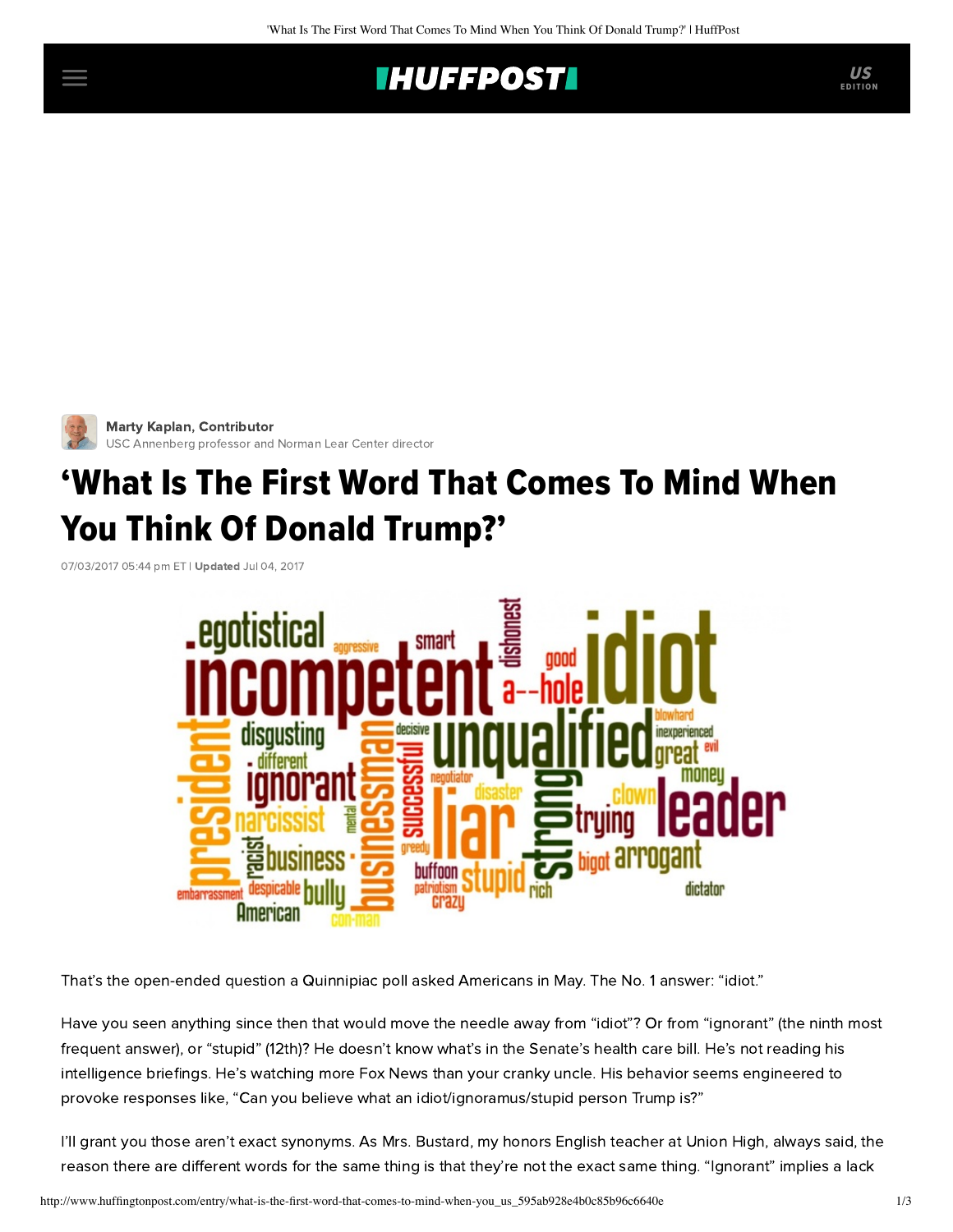Marty Kaplan, Contributor
USC Annenberg professor and Norman Lear Center director

# 'What Is The First Word That Comes To Mind When You Think Of Donald Trump?'

07/03/2017 05:44 pm ET | **Updated** Jul 04, 2017

That's the open-ended question a Quinnipiac poll asked Americans in May. The No. 1 answer: "idiot."

Have you seen anything since then that would move the needle away from "idiot"? Or from "ignorant" (the ninth most frequent answer), or "stupid" (12th)? He doesn't know what's in the Senate's health care bill. He's not reading his intelligence briefings. He's watching more Fox News than your cranky uncle. His behavior seems engineered to provoke responses like, "Can you believe what an idiot/ignoramus/stupid person Trump is?"

I'll grant you those aren't exact synonyms. As Mrs. Bustard, my honors English teacher at Union High, always said, the reason there are different words for the same thing is that they're not the exact same thing. "Ignorant" implies a lack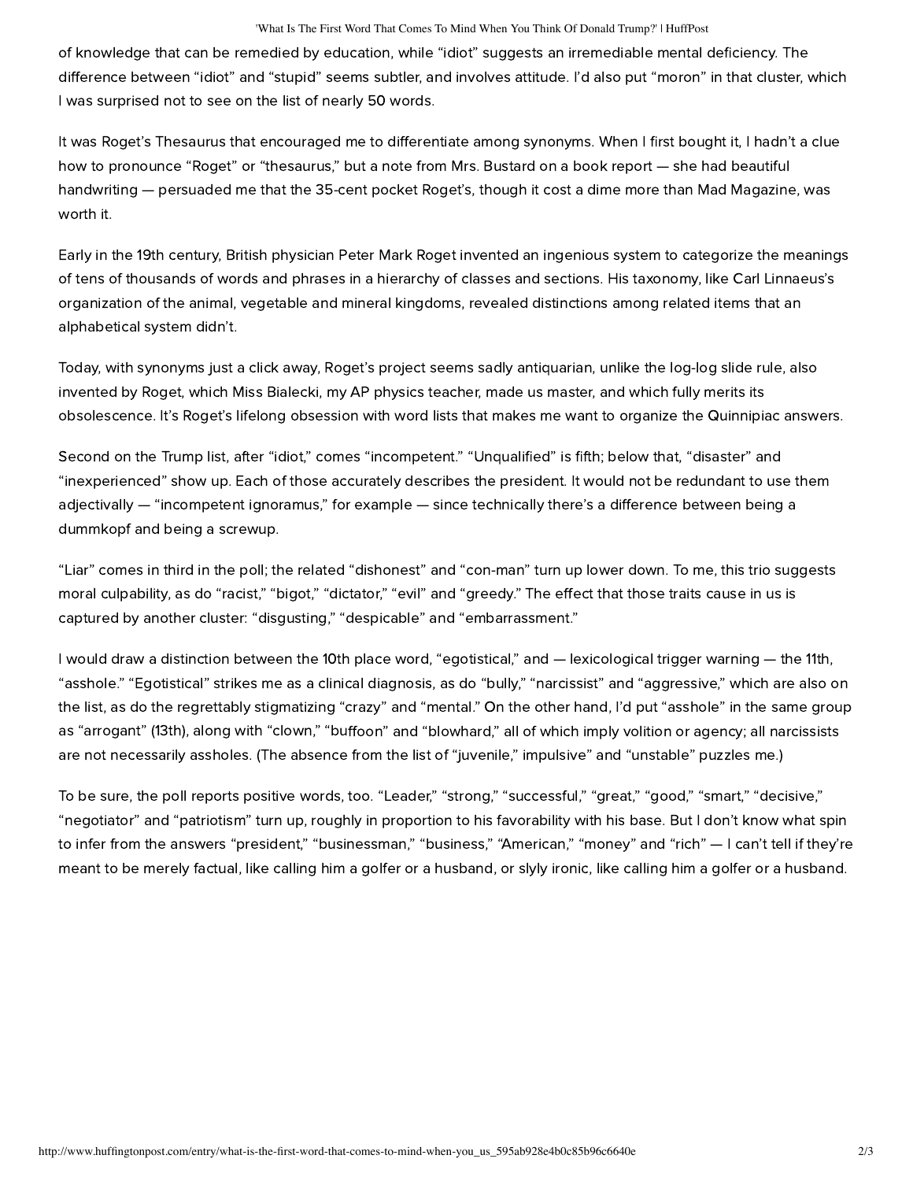of knowledge that can be remedied by education, while "idiot" suggests an irremediable mental deficiency. The difference between "idiot" and "stupid" seems subtler, and involves attitude. I'd also put "moron" in that cluster, which I was surprised not to see on the list of nearly 50 words.

It was Roget's Thesaurus that encouraged me to differentiate among synonyms. When I first bought it, I hadn't a clue how to pronounce "Roget" or "thesaurus," but a note from Mrs. Bustard on a book report — she had beautiful handwriting — persuaded me that the 35-cent pocket Roget's, though it cost a dime more than Mad Magazine, was worth it.

Early in the 19th century, British physician Peter Mark Roget invented an ingenious system to categorize the meanings of tens of thousands of words and phrases in a hierarchy of classes and sections. His taxonomy, like Carl Linnaeus's organization of the animal, vegetable and mineral kingdoms, revealed distinctions among related items that an alphabetical system didn't.

Today, with synonyms just a click away, Roget's project seems sadly antiquarian, unlike the log-log slide rule, also invented by Roget, which Miss Bialecki, my AP physics teacher, made us master, and which fully merits its obsolescence. It's Roget's lifelong obsession with word lists that makes me want to organize the Quinnipiac answers.

Second on the Trump list, after "idiot," comes "incompetent." "Unqualified" is fifth; below that, "disaster" and "inexperienced" show up. Each of those accurately describes the president. It would not be redundant to use them adjectivally — "incompetent ignoramus," for example — since technically there's a difference between being a dummkopf and being a screwup.

"Liar" comes in third in the poll; the related "dishonest" and "con-man" turn up lower down. To me, this trio suggests moral culpability, as do "racist," "bigot," "dictator," "evil" and "greedy." The effect that those traits cause in us is captured by another cluster: "disgusting," "despicable" and "embarrassment."

I would draw a distinction between the 10th place word, "egotistical," and — lexicological trigger warning — the 11th, "asshole." "Egotistical" strikes me as a clinical diagnosis, as do "bully," "narcissist" and "aggressive," which are also on the list, as do the regrettably stigmatizing "crazy" and "mental." On the other hand, I'd put "asshole" in the same group as "arrogant" (13th), along with "clown," "buffoon" and "blowhard," all of which imply volition or agency; all narcissists are not necessarily assholes. (The absence from the list of "juvenile," impulsive" and "unstable" puzzles me.)

To be sure, the poll reports positive words, too. "Leader," "strong," "successful," "great," "good," "smart," "decisive," "negotiator" and "patriotism" turn up, roughly in proportion to his favorability with his base. But I don't know what spin to infer from the answers "president," "businessman," "business," "American," "money" and "rich" — I can't tell if they're meant to be merely factual, like calling him a golfer or a husband, or slyly ironic, like calling him a golfer or a husband.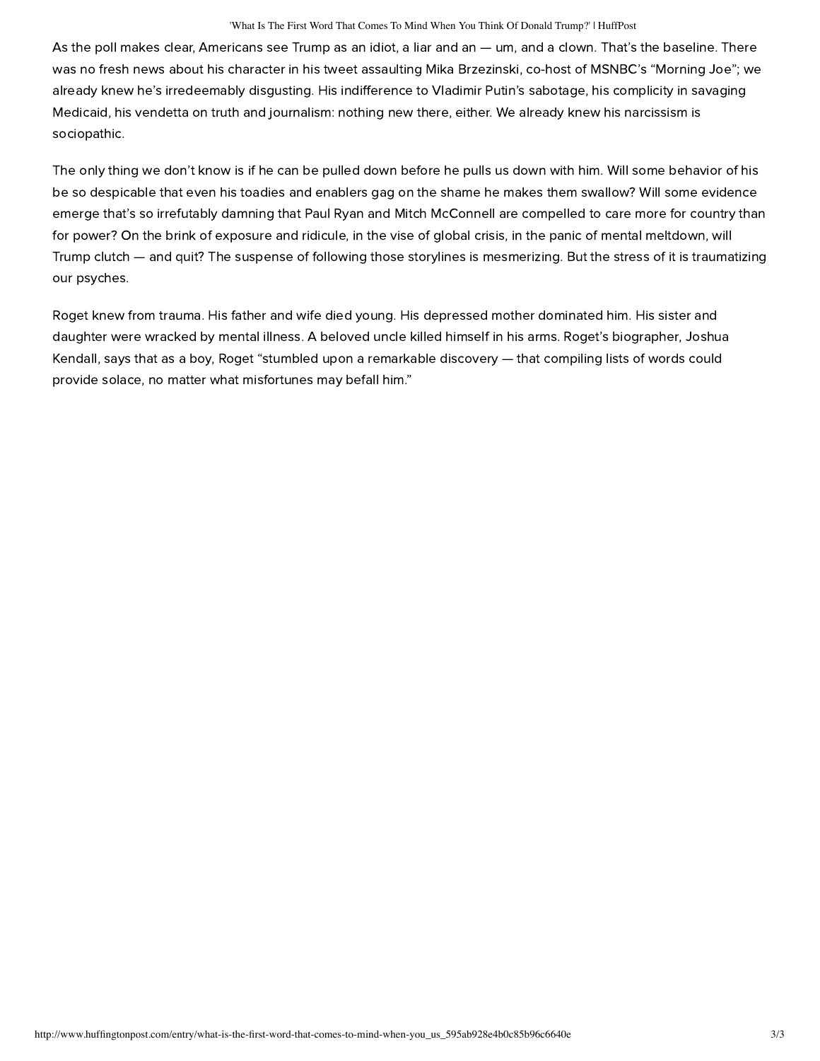As the poll makes clear, Americans see Trump as an idiot, a liar and an — um, and a clown. That's the baseline. There was no fresh news about his character in his tweet assaulting Mika Brzezinski, co-host of MSNBC's "Morning Joe"; we already knew he's irredeemably disgusting. His indifference to Vladimir Putin's sabotage, his complicity in savaging Medicaid, his vendetta on truth and journalism: nothing new there, either. We already knew his narcissism is sociopathic.

The only thing we don't know is if he can be pulled down before he pulls us down with him. Will some behavior of his be so despicable that even his toadies and enablers gag on the shame he makes them swallow? Will some evidence emerge that's so irrefutably damning that Paul Ryan and Mitch McConnell are compelled to care more for country than for power? On the brink of exposure and ridicule, in the vise of global crisis, in the panic of mental meltdown, will Trump clutch — and quit? The suspense of following those storylines is mesmerizing. But the stress of it is traumatizing our psyches.

Roget knew from trauma. His father and wife died young. His depressed mother dominated him. His sister and daughter were wracked by mental illness. A beloved uncle killed himself in his arms. Roget's biographer, Joshua Kendall, says that as a boy, Roget "stumbled upon a remarkable discovery — that compiling lists of words could provide solace, no matter what misfortunes may befall him."